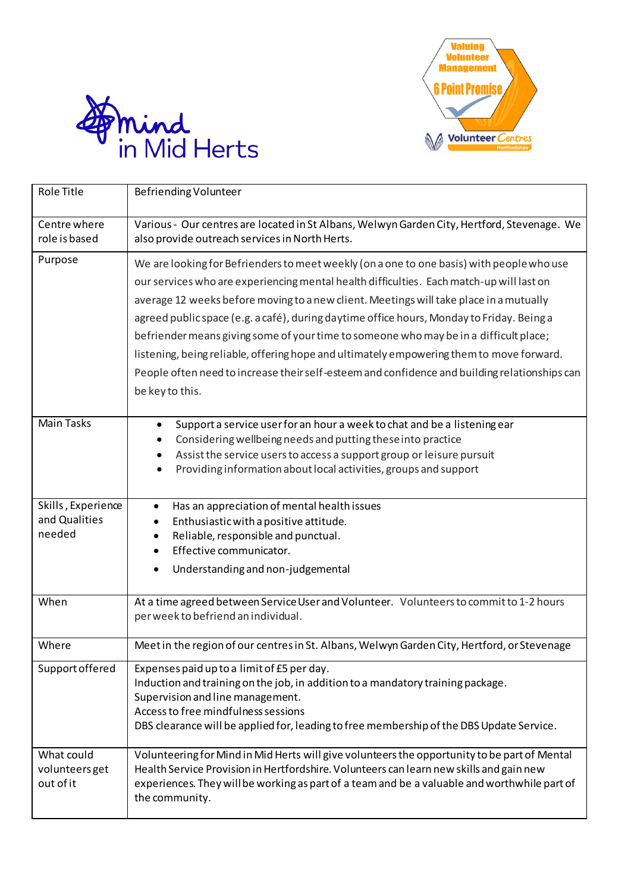Mind in Mid Herts

Valuing Volunteer Management 6 Point Promise — Volunteer Centres Hertfordshire

| Role Title | Befriending Volunteer |
|---|---|
| Centre where role is based | Various - Our centres are located in St Albans, Welwyn Garden City, Hertford, Stevenage. We also provide outreach services in North Herts. |
| Purpose | We are looking for Befrienders to meet weekly (on a one to one basis) with people who use our services who are experiencing mental health difficulties. Each match-up will last on average 12 weeks before moving to a new client. Meetings will take place in a mutually agreed public space (e.g. a café), during daytime office hours, Monday to Friday. Being a befriender means giving some of your time to someone who may be in a difficult place; listening, being reliable, offering hope and ultimately empowering them to move forward. People often need to increase their self-esteem and confidence and building relationships can be key to this. |
| Main Tasks | • Support a service user for an hour a week to chat and be a listening ear<br>• Considering wellbeing needs and putting these into practice<br>• Assist the service users to access a support group or leisure pursuit<br>• Providing information about local activities, groups and support |
| Skills, Experience and Qualities needed | • Has an appreciation of mental health issues<br>• Enthusiastic with a positive attitude.<br>• Reliable, responsible and punctual.<br>• Effective communicator.<br>• Understanding and non-judgemental |
| When | At a time agreed between Service User and Volunteer. Volunteers to commit to 1-2 hours per week to befriend an individual. |
| Where | Meet in the region of our centres in St. Albans, Welwyn Garden City, Hertford, or Stevenage |
| Support offered | Expenses paid up to a limit of £5 per day.<br>Induction and training on the job, in addition to a mandatory training package.<br>Supervision and line management.<br>Access to free mindfulness sessions<br>DBS clearance will be applied for, leading to free membership of the DBS Update Service. |
| What could volunteers get out of it | Volunteering for Mind in Mid Herts will give volunteers the opportunity to be part of Mental Health Service Provision in Hertfordshire. Volunteers can learn new skills and gain new experiences. They will be working as part of a team and be a valuable and worthwhile part of the community. |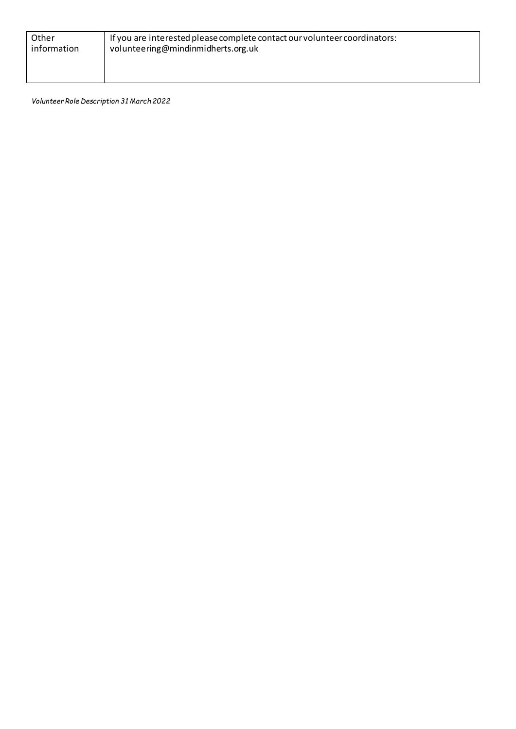| | |
|---|---|
| Other information | If you are interested please complete contact our volunteer coordinators: volunteering@mindinmidherts.org.uk |

*Volunteer Role Description 31 March 2022*